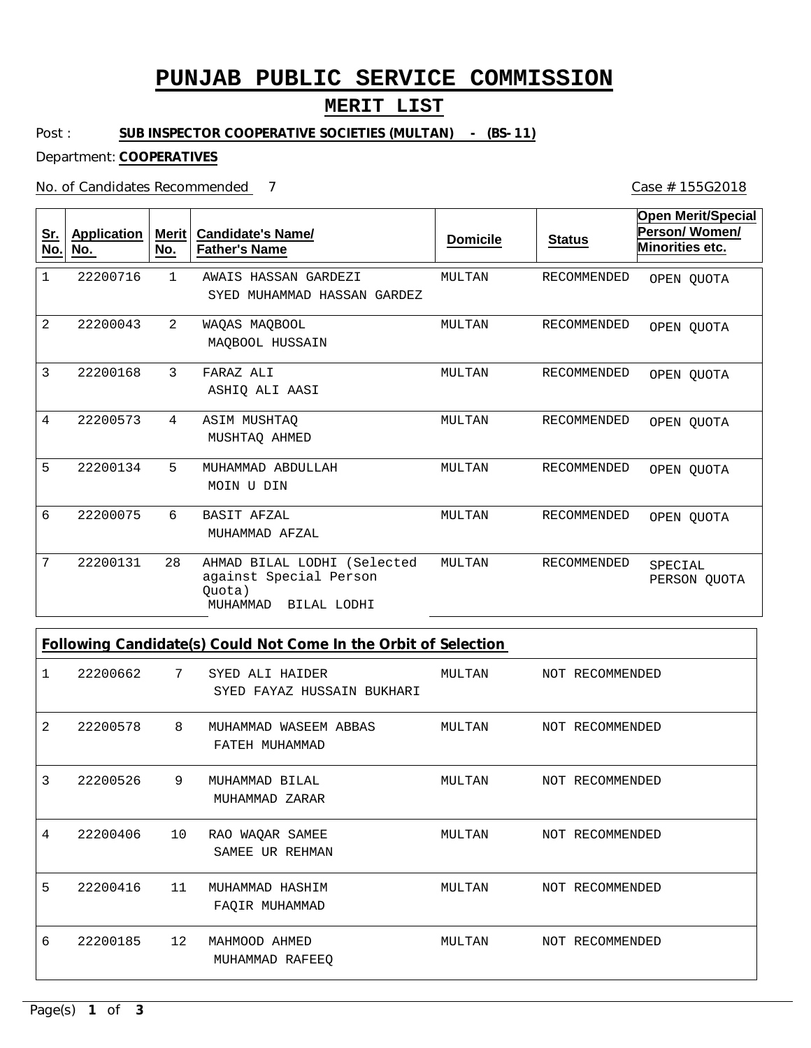# PUNJAB PUBLIC SERVICE COMMISSION

## MERIT LIST

Post : **SUB INSPECTOR COOPERATIVE SOCIETIES (MULTAN) - (BS-11)**

Department: **COOPERATIVES**

No. of Candidates Recommended 7

Case # 155G2018

| Sr. No. | Application No. | Merit No. | Candidate's Name/ Father's Name | Domicile | Status | Open Merit/Special Person/ Women/ Minorities etc. |
|---|---|---|---|---|---|---|
| 1 | 22200716 | 1 | AWAIS HASSAN GARDEZI<br>SYED MUHAMMAD HASSAN GARDEZ | MULTAN | RECOMMENDED | OPEN QUOTA |
| 2 | 22200043 | 2 | WAQAS MAQBOOL<br>MAQBOOL HUSSAIN | MULTAN | RECOMMENDED | OPEN QUOTA |
| 3 | 22200168 | 3 | FARAZ ALI<br>ASHIQ ALI AASI | MULTAN | RECOMMENDED | OPEN QUOTA |
| 4 | 22200573 | 4 | ASIM MUSHTAQ<br>MUSHTAQ AHMED | MULTAN | RECOMMENDED | OPEN QUOTA |
| 5 | 22200134 | 5 | MUHAMMAD ABDULLAH<br>MOIN U DIN | MULTAN | RECOMMENDED | OPEN QUOTA |
| 6 | 22200075 | 6 | BASIT AFZAL<br>MUHAMMAD AFZAL | MULTAN | RECOMMENDED | OPEN QUOTA |
| 7 | 22200131 | 28 | AHMAD BILAL LODHI (Selected against Special Person Quota)<br>MUHAMMAD BILAL LODHI | MULTAN | RECOMMENDED | SPECIAL PERSON QUOTA |

**Following Candidate(s) Could Not Come In the Orbit of Selection**

| Sr. No. | Application No. | Merit No. | Candidate's Name/ Father's Name | Domicile | Status |
|---|---|---|---|---|---|
| 1 | 22200662 | 7 | SYED ALI HAIDER<br>SYED FAYAZ HUSSAIN BUKHARI | MULTAN | NOT RECOMMENDED |
| 2 | 22200578 | 8 | MUHAMMAD WASEEM ABBAS<br>FATEH MUHAMMAD | MULTAN | NOT RECOMMENDED |
| 3 | 22200526 | 9 | MUHAMMAD BILAL<br>MUHAMMAD ZARAR | MULTAN | NOT RECOMMENDED |
| 4 | 22200406 | 10 | RAO WAQAR SAMEE<br>SAMEE UR REHMAN | MULTAN | NOT RECOMMENDED |
| 5 | 22200416 | 11 | MUHAMMAD HASHIM<br>FAQIR MUHAMMAD | MULTAN | NOT RECOMMENDED |
| 6 | 22200185 | 12 | MAHMOOD AHMED<br>MUHAMMAD RAFEEQ | MULTAN | NOT RECOMMENDED |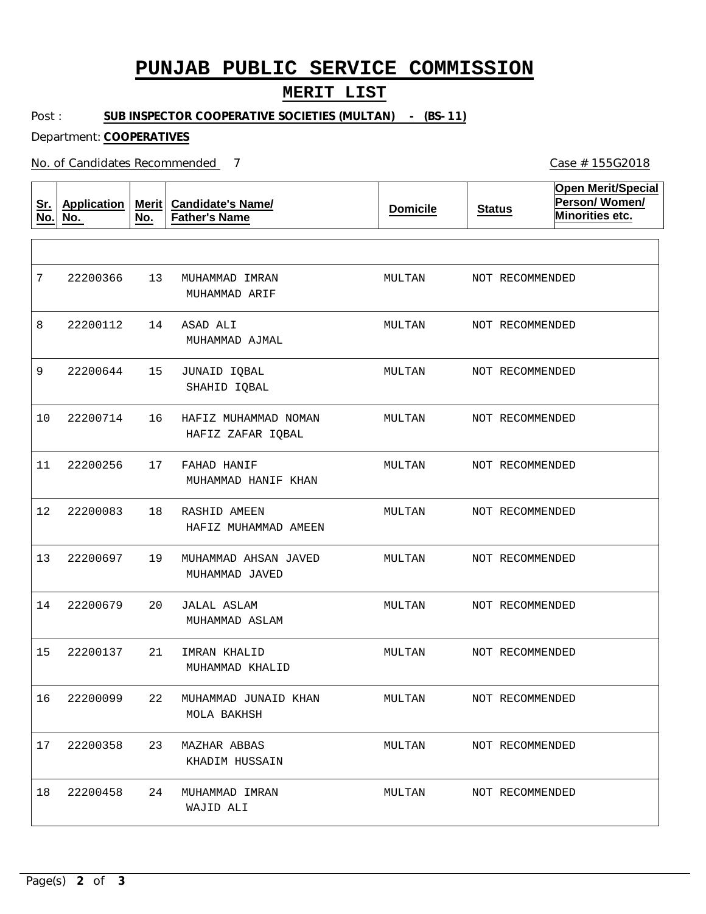# PUNJAB PUBLIC SERVICE COMMISSION

## MERIT LIST

Post : **SUB INSPECTOR COOPERATIVE SOCIETIES (MULTAN) - (BS-11)**

Department: **COOPERATIVES**

No. of Candidates Recommended 7

Case # 155G2018

| Sr. No. | Application No. | Merit No. | Candidate's Name/ Father's Name | Domicile | Status | Open Merit/Special Person/ Women/ Minorities etc. |
|---|---|---|---|---|---|---|
| 7 | 22200366 | 13 | MUHAMMAD IMRAN<br>MUHAMMAD ARIF | MULTAN | NOT RECOMMENDED | |
| 8 | 22200112 | 14 | ASAD ALI<br>MUHAMMAD AJMAL | MULTAN | NOT RECOMMENDED | |
| 9 | 22200644 | 15 | JUNAID IQBAL<br>SHAHID IQBAL | MULTAN | NOT RECOMMENDED | |
| 10 | 22200714 | 16 | HAFIZ MUHAMMAD NOMAN<br>HAFIZ ZAFAR IQBAL | MULTAN | NOT RECOMMENDED | |
| 11 | 22200256 | 17 | FAHAD HANIF<br>MUHAMMAD HANIF KHAN | MULTAN | NOT RECOMMENDED | |
| 12 | 22200083 | 18 | RASHID AMEEN<br>HAFIZ MUHAMMAD AMEEN | MULTAN | NOT RECOMMENDED | |
| 13 | 22200697 | 19 | MUHAMMAD AHSAN JAVED<br>MUHAMMAD JAVED | MULTAN | NOT RECOMMENDED | |
| 14 | 22200679 | 20 | JALAL ASLAM<br>MUHAMMAD ASLAM | MULTAN | NOT RECOMMENDED | |
| 15 | 22200137 | 21 | IMRAN KHALID<br>MUHAMMAD KHALID | MULTAN | NOT RECOMMENDED | |
| 16 | 22200099 | 22 | MUHAMMAD JUNAID KHAN<br>MOLA BAKHSH | MULTAN | NOT RECOMMENDED | |
| 17 | 22200358 | 23 | MAZHAR ABBAS<br>KHADIM HUSSAIN | MULTAN | NOT RECOMMENDED | |
| 18 | 22200458 | 24 | MUHAMMAD IMRAN<br>WAJID ALI | MULTAN | NOT RECOMMENDED | |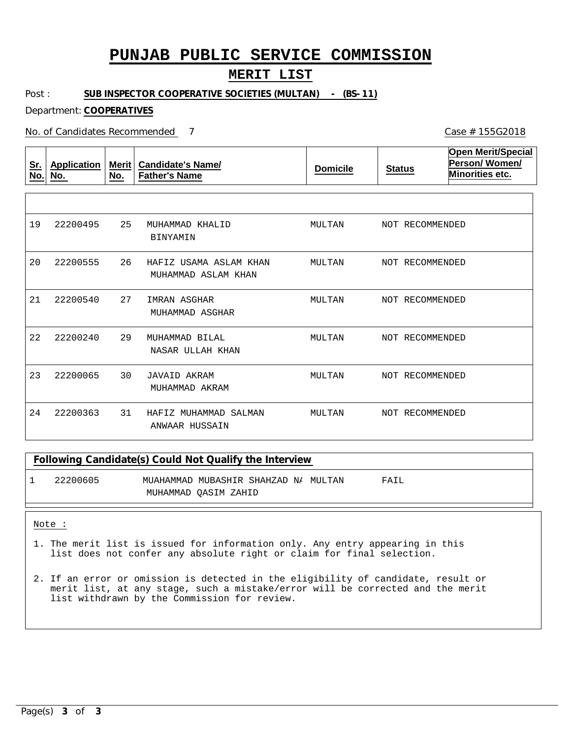# PUNJAB PUBLIC SERVICE COMMISSION

## MERIT LIST

Post : **SUB INSPECTOR COOPERATIVE SOCIETIES (MULTAN) - (BS-11)**

Department: **COOPERATIVES**

No. of Candidates Recommended 7

Case # 155G2018

| Sr. No. | Application No. | Merit No. | Candidate's Name/ Father's Name | Domicile | Status | Open Merit/Special Person/ Women/ Minorities etc. |
|---|---|---|---|---|---|---|
| 19 | 22200495 | 25 | MUHAMMAD KHALID<br>BINYAMIN | MULTAN | NOT RECOMMENDED | |
| 20 | 22200555 | 26 | HAFIZ USAMA ASLAM KHAN<br>MUHAMMAD ASLAM KHAN | MULTAN | NOT RECOMMENDED | |
| 21 | 22200540 | 27 | IMRAN ASGHAR<br>MUHAMMAD ASGHAR | MULTAN | NOT RECOMMENDED | |
| 22 | 22200240 | 29 | MUHAMMAD BILAL<br>NASAR ULLAH KHAN | MULTAN | NOT RECOMMENDED | |
| 23 | 22200065 | 30 | JAVAID AKRAM<br>MUHAMMAD AKRAM | MULTAN | NOT RECOMMENDED | |
| 24 | 22200363 | 31 | HAFIZ MUHAMMAD SALMAN<br>ANWAAR HUSSAIN | MULTAN | NOT RECOMMENDED | |

**Following Candidate(s) Could Not Qualify the Interview**

| | | | | |
|---|---|---|---|---|
| 1 | 22200605 | MUAHAMMAD MUBASHIR SHAHZAD N/<br>MUHAMMAD QASIM ZAHID | MULTAN | FAIL |

Note :

1. The merit list is issued for information only. Any entry appearing in this list does not confer any absolute right or claim for final selection.
2. If an error or omission is detected in the eligibility of candidate, result or merit list, at any stage, such a mistake/error will be corrected and the merit list withdrawn by the Commission for review.